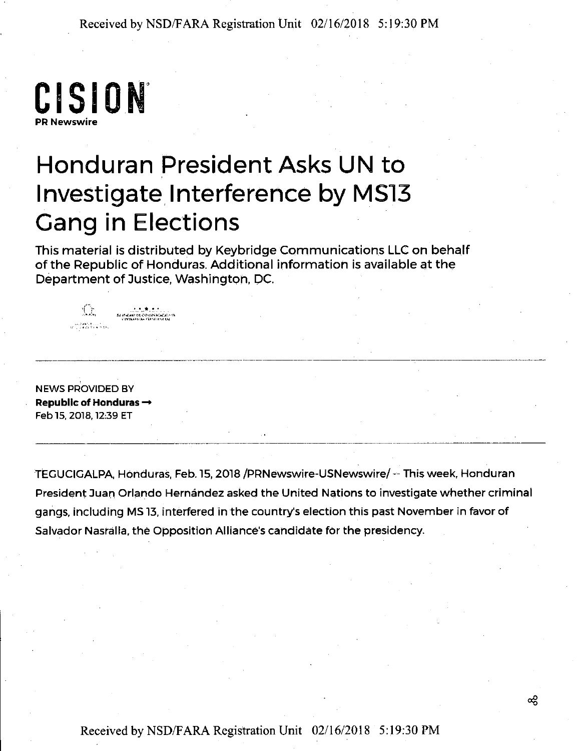**CISION**
**PR Newswire**

# Honduran President Asks UN to Investigate Interference by MS13 Gang in Elections

This material is distributed by Keybridge Communications LLC on behalf of the Republic of Honduras. Additional information is available at the Department of Justice, Washington, DC.

---

NEWS PROVIDED BY
**Republic of Honduras →**
Feb 15, 2018, 12:39 ET

---

TEGUCIGALPA, Honduras, Feb. 15, 2018 /PRNewswire-USNewswire/ -- This week, Honduran President Juan Orlando Hernández asked the United Nations to investigate whether criminal gangs, including MS 13, interfered in the country's election this past November in favor of Salvador Nasralla, the Opposition Alliance's candidate for the presidency.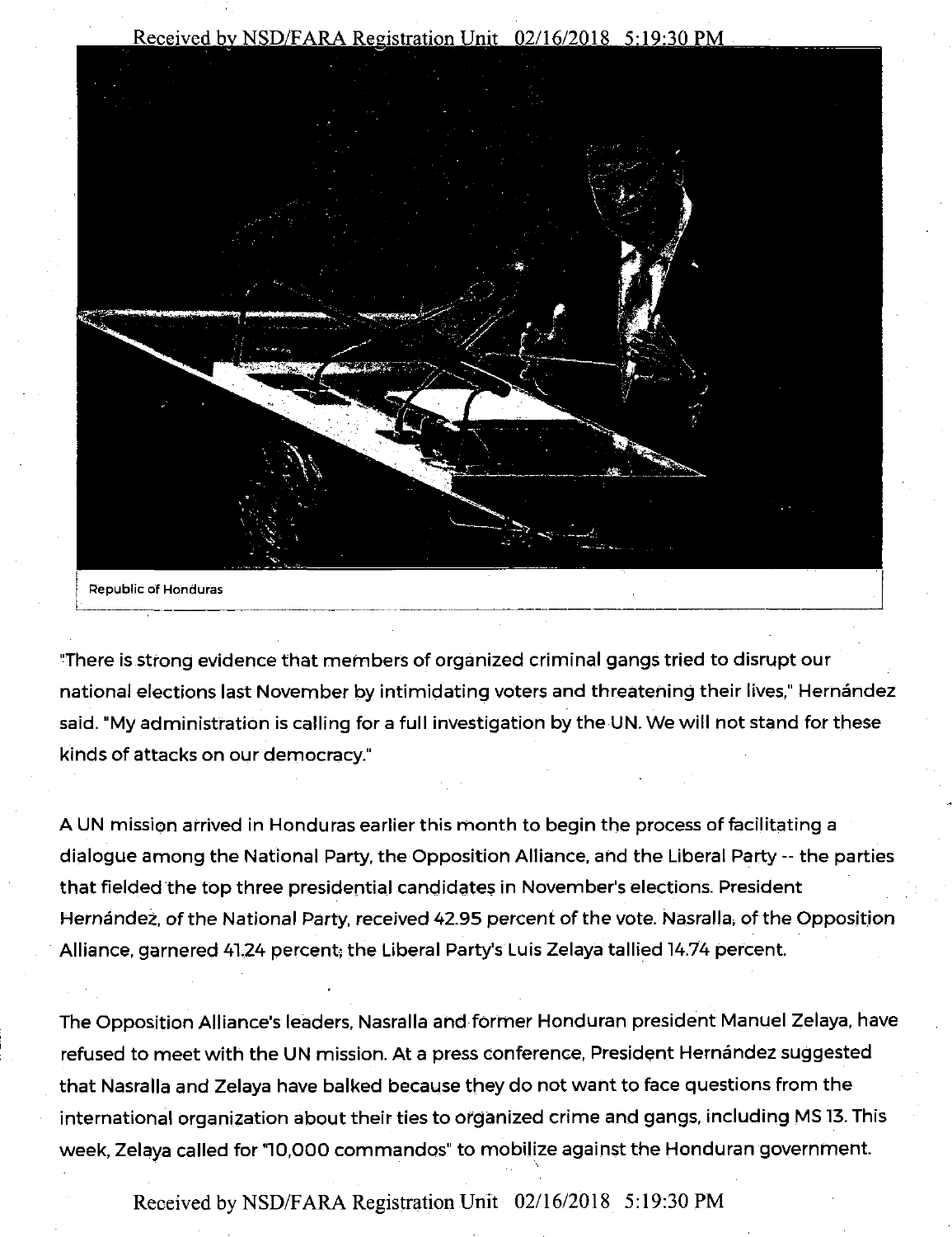Republic of Honduras

"There is strong evidence that members of organized criminal gangs tried to disrupt our national elections last November by intimidating voters and threatening their lives," Hernández said. "My administration is calling for a full investigation by the UN. We will not stand for these kinds of attacks on our democracy."

A UN mission arrived in Honduras earlier this month to begin the process of facilitating a dialogue among the National Party, the Opposition Alliance, and the Liberal Party -- the parties that fielded the top three presidential candidates in November's elections. President Hernández, of the National Party, received 42.95 percent of the vote. Nasralla, of the Opposition Alliance, garnered 41.24 percent; the Liberal Party's Luis Zelaya tallied 14.74 percent.

The Opposition Alliance's leaders, Nasralla and former Honduran president Manuel Zelaya, have refused to meet with the UN mission. At a press conference, President Hernández suggested that Nasralla and Zelaya have balked because they do not want to face questions from the international organization about their ties to organized crime and gangs, including MS 13. This week, Zelaya called for "10,000 commandos" to mobilize against the Honduran government.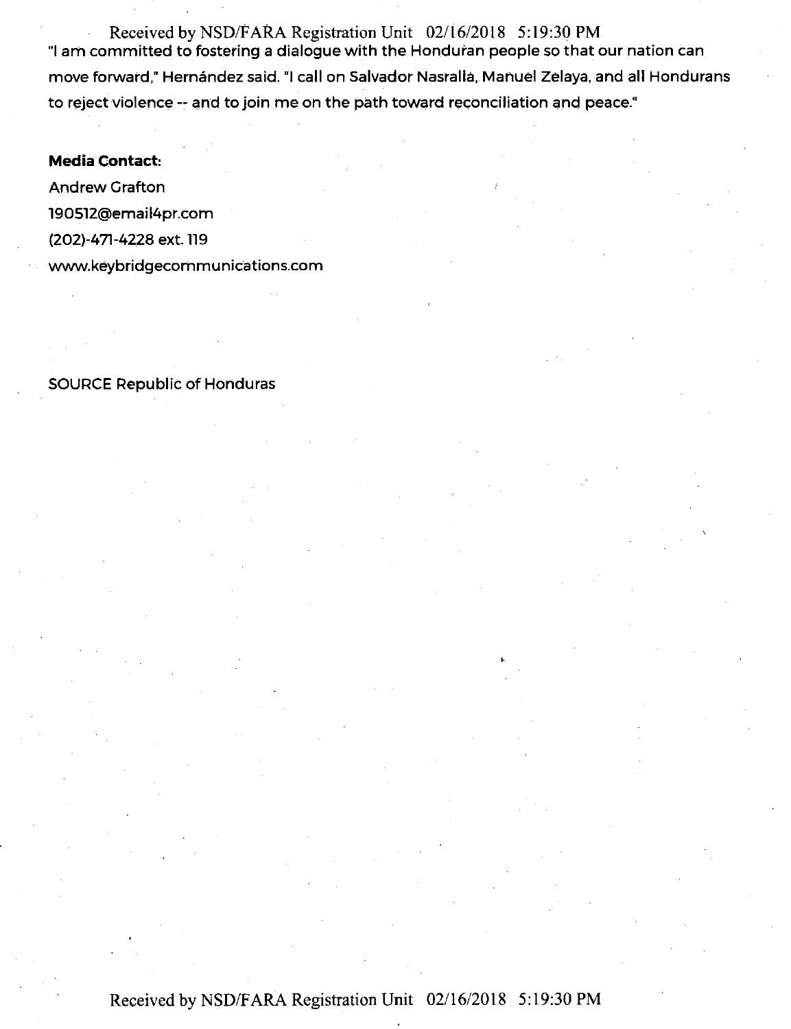"I am committed to fostering a dialogue with the Honduran people so that our nation can move forward," Hernández said. "I call on Salvador Nasralla, Manuel Zelaya, and all Hondurans to reject violence -- and to join me on the path toward reconciliation and peace."

**Media Contact:**
Andrew Grafton
190512@email4pr.com
(202)-471-4228 ext. 119
www.keybridgecommunications.com

SOURCE Republic of Honduras